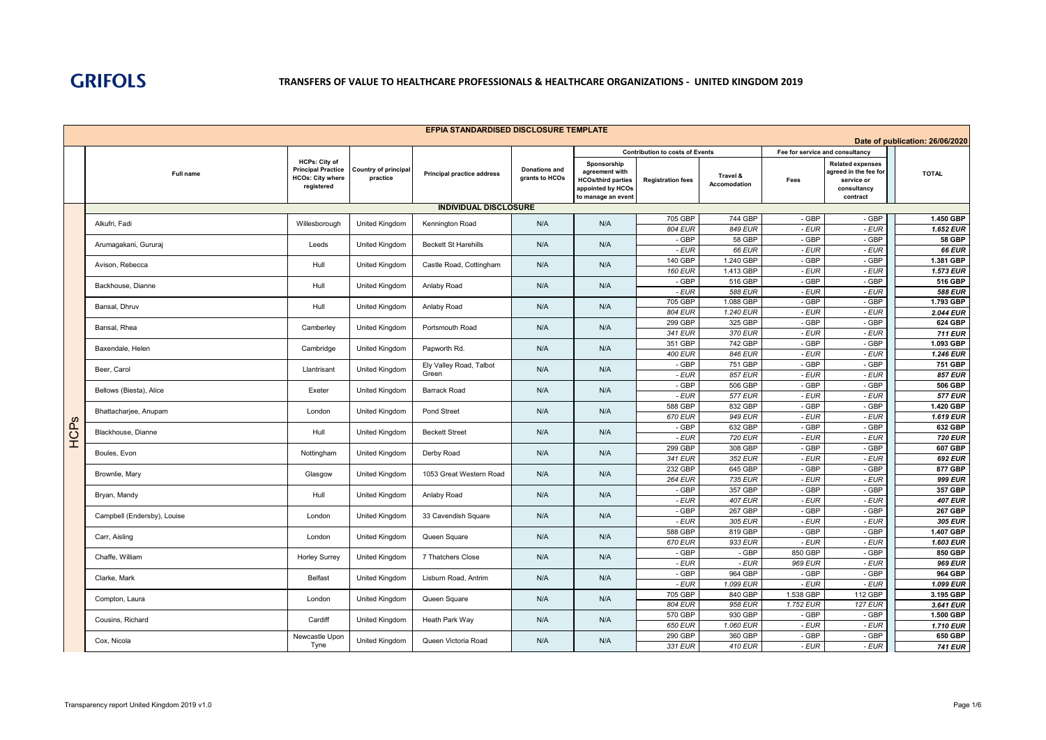**GRIFOLS**

# TRANSFERS OF VALUE TO HEALTHCARE PROFESSIONALS & HEALTHCARE ORGANIZATIONS - UNITED KINGDOM 2019

## EFPIA STANDARDISED DISCLOSURE TEMPLATE

Date of publication: 26/06/2020

| | Full name | HCPs: City of Principal Practice HCOs: City where registered | Country of principal practice | Principal practice address | Donations and grants to HCOs | Sponsorship agreement with HCOs/third parties appointed by HCOs to manage an event | Contribution to costs of Events | | Fee for service and consultancy | | TOTAL |
|---|---|---|---|---|---|---|---|---|---|---|---|
| | | | | | | | Registration fees | Travel & Accomodation | Fees | Related expenses agreed in the fee for service or consultancy contract | |
| | **INDIVIDUAL DISCLOSURE** | | | | | | | | | | |
| HCPs | Alkufri, Fadi | Willesborough | United Kingdom | Kennington Road | N/A | N/A | 705 GBP | 744 GBP | - GBP | - GBP | **1.450 GBP** |
| | | | | | | | *804 EUR* | *849 EUR* | *- EUR* | *- EUR* | ***1.652 EUR*** |
| | Arumagakani, Gururaj | Leeds | United Kingdom | Beckett St Harehills | N/A | N/A | - GBP | 58 GBP | - GBP | - GBP | **58 GBP** |
| | | | | | | | *- EUR* | *66 EUR* | *- EUR* | *- EUR* | ***66 EUR*** |
| | Avison, Rebecca | Hull | United Kingdom | Castle Road, Cottingham | N/A | N/A | 140 GBP | 1.240 GBP | - GBP | - GBP | **1.381 GBP** |
| | | | | | | | *160 EUR* | *1.413 GBP* | *- EUR* | *- EUR* | ***1.573 EUR*** |
| | Backhouse, Dianne | Hull | United Kingdom | Anlaby Road | N/A | N/A | - GBP | 516 GBP | - GBP | - GBP | **516 GBP** |
| | | | | | | | *- EUR* | *588 EUR* | *- EUR* | *- EUR* | ***588 EUR*** |
| | Bansal, Dhruv | Hull | United Kingdom | Anlaby Road | N/A | N/A | 705 GBP | 1.088 GBP | - GBP | - GBP | **1.793 GBP** |
| | | | | | | | *804 EUR* | *1.240 EUR* | *- EUR* | *- EUR* | ***2.044 EUR*** |
| | Bansal, Rhea | Camberley | United Kingdom | Portsmouth Road | N/A | N/A | 299 GBP | 325 GBP | - GBP | - GBP | **624 GBP** |
| | | | | | | | *341 EUR* | *370 EUR* | *- EUR* | *- EUR* | ***711 EUR*** |
| | Baxendale, Helen | Cambridge | United Kingdom | Papworth Rd. | N/A | N/A | 351 GBP | 742 GBP | - GBP | - GBP | **1.093 GBP** |
| | | | | | | | *400 EUR* | *846 EUR* | *- EUR* | *- EUR* | ***1.246 EUR*** |
| | Beer, Carol | Llantrisant | United Kingdom | Ely Valley Road, Talbot Green | N/A | N/A | - GBP | 751 GBP | - GBP | - GBP | **751 GBP** |
| | | | | | | | *- EUR* | *857 EUR* | *- EUR* | *- EUR* | ***857 EUR*** |
| | Bellows (Biesta), Alice | Exeter | United Kingdom | Barrack Road | N/A | N/A | - GBP | 506 GBP | - GBP | - GBP | **506 GBP** |
| | | | | | | | *- EUR* | *577 EUR* | *- EUR* | *- EUR* | ***577 EUR*** |
| | Bhattacharjee, Anupam | London | United Kingdom | Pond Street | N/A | N/A | 588 GBP | 832 GBP | - GBP | - GBP | **1.420 GBP** |
| | | | | | | | *670 EUR* | *949 EUR* | *- EUR* | *- EUR* | ***1.619 EUR*** |
| | Blackhouse, Dianne | Hull | United Kingdom | Beckett Street | N/A | N/A | - GBP | 632 GBP | - GBP | - GBP | **632 GBP** |
| | | | | | | | *- EUR* | *720 EUR* | *- EUR* | *- EUR* | ***720 EUR*** |
| | Boules, Evon | Nottingham | United Kingdom | Derby Road | N/A | N/A | 299 GBP | 308 GBP | - GBP | - GBP | **607 GBP** |
| | | | | | | | *341 EUR* | *352 EUR* | *- EUR* | *- EUR* | ***692 EUR*** |
| | Brownlie, Mary | Glasgow | United Kingdom | 1053 Great Western Road | N/A | N/A | 232 GBP | 645 GBP | - GBP | - GBP | **877 GBP** |
| | | | | | | | *264 EUR* | *735 EUR* | *- EUR* | *- EUR* | ***999 EUR*** |
| | Bryan, Mandy | Hull | United Kingdom | Anlaby Road | N/A | N/A | - GBP | 357 GBP | - GBP | - GBP | **357 GBP** |
| | | | | | | | *- EUR* | *407 EUR* | *- EUR* | *- EUR* | ***407 EUR*** |
| | Campbell (Endersby), Louise | London | United Kingdom | 33 Cavendish Square | N/A | N/A | - GBP | 267 GBP | - GBP | - GBP | **267 GBP** |
| | | | | | | | *- EUR* | *305 EUR* | *- EUR* | *- EUR* | ***305 EUR*** |
| | Carr, Aisling | London | United Kingdom | Queen Square | N/A | N/A | 588 GBP | 819 GBP | - GBP | - GBP | **1.407 GBP** |
| | | | | | | | *670 EUR* | *933 EUR* | *- EUR* | *- EUR* | ***1.603 EUR*** |
| | Chaffe, William | Horley Surrey | United Kingdom | 7 Thatchers Close | N/A | N/A | - GBP | - GBP | 850 GBP | - GBP | **850 GBP** |
| | | | | | | | *- EUR* | *- EUR* | *969 EUR* | *- EUR* | ***969 EUR*** |
| | Clarke, Mark | Belfast | United Kingdom | Lisburn Road, Antrim | N/A | N/A | - GBP | 964 GBP | - GBP | - GBP | **964 GBP** |
| | | | | | | | *- EUR* | *1.099 EUR* | *- EUR* | *- EUR* | ***1.099 EUR*** |
| | Compton, Laura | London | United Kingdom | Queen Square | N/A | N/A | 705 GBP | 840 GBP | 1.538 GBP | 112 GBP | **3.195 GBP** |
| | | | | | | | *804 EUR* | *958 EUR* | *1.752 EUR* | *127 EUR* | ***3.641 EUR*** |
| | Cousins, Richard | Cardiff | United Kingdom | Heath Park Way | N/A | N/A | 570 GBP | 930 GBP | - GBP | - GBP | **1.500 GBP** |
| | | | | | | | *650 EUR* | *1.060 EUR* | *- EUR* | *- EUR* | ***1.710 EUR*** |
| | Cox, Nicola | Newcastle Upon Tyne | United Kingdom | Queen Victoria Road | N/A | N/A | 290 GBP | 360 GBP | - GBP | - GBP | **650 GBP** |
| | | | | | | | *331 EUR* | *410 EUR* | *- EUR* | *- EUR* | ***741 EUR*** |

Transparency report United Kingdom 2019 v1.0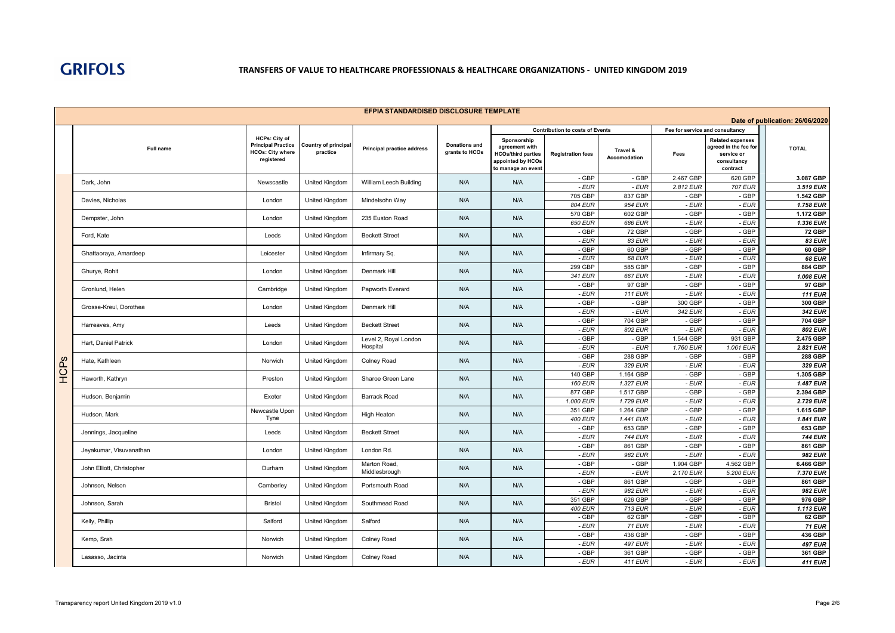**GRIFOLS**

## TRANSFERS OF VALUE TO HEALTHCARE PROFESSIONALS & HEALTHCARE ORGANIZATIONS - UNITED KINGDOM 2019

### EFPIA STANDARDISED DISCLOSURE TEMPLATE

Date of publication: 26/06/2020

| | Full name | HCPs: City of Principal Practice HCOs: City where registered | Country of principal practice | Principal practice address | Donations and grants to HCOs | Contribution to costs of Events | | | Fee for service and consultancy | | TOTAL |
|---|---|---|---|---|---|---|---|---|---|---|---|
| | | | | | | Sponsorship agreement with HCOs/third parties appointed by HCOs to manage an event | Registration fees | Travel & Accomodation | Fees | Related expenses agreed in the fee for service or consultancy contract | |
| HCPs | Dark, John | Newscastle | United Kingdom | William Leech Building | N/A | N/A | - GBP | - GBP | 2.467 GBP | 620 GBP | 3.087 GBP |
| | | | | | | | - EUR | - EUR | 2.812 EUR | 707 EUR | 3.519 EUR |
| | Davies, Nicholas | London | United Kingdom | Mindelsohn Way | N/A | N/A | 705 GBP | 837 GBP | - GBP | - GBP | 1.542 GBP |
| | | | | | | | 804 EUR | 954 EUR | - EUR | - EUR | 1.758 EUR |
| | Dempster, John | London | United Kingdom | 235 Euston Road | N/A | N/A | 570 GBP | 602 GBP | - GBP | - GBP | 1.172 GBP |
| | | | | | | | 650 EUR | 686 EUR | - EUR | - EUR | 1.336 EUR |
| | Ford, Kate | Leeds | United Kingdom | Beckett Street | N/A | N/A | - GBP | 72 GBP | - GBP | - GBP | 72 GBP |
| | | | | | | | - EUR | 83 EUR | - EUR | - EUR | 83 EUR |
| | Ghattaoraya, Amardeep | Leicester | United Kingdom | Infirmary Sq. | N/A | N/A | - GBP | 60 GBP | - GBP | - GBP | 60 GBP |
| | | | | | | | - EUR | 68 EUR | - EUR | - EUR | 68 EUR |
| | Ghurye, Rohit | London | United Kingdom | Denmark Hill | N/A | N/A | 299 GBP | 585 GBP | - GBP | - GBP | 884 GBP |
| | | | | | | | 341 EUR | 667 EUR | - EUR | - EUR | 1.008 EUR |
| | Gronlund, Helen | Cambridge | United Kingdom | Papworth Everard | N/A | N/A | - GBP | 97 GBP | - GBP | - GBP | 97 GBP |
| | | | | | | | - EUR | 111 EUR | - EUR | - EUR | 111 EUR |
| | Grosse-Kreul, Dorothea | London | United Kingdom | Denmark Hill | N/A | N/A | - GBP | - GBP | 300 GBP | - GBP | 300 GBP |
| | | | | | | | - EUR | - EUR | 342 EUR | - EUR | 342 EUR |
| | Harreaves, Amy | Leeds | United Kingdom | Beckett Street | N/A | N/A | - GBP | 704 GBP | - GBP | - GBP | 704 GBP |
| | | | | | | | - EUR | 802 EUR | - EUR | - EUR | 802 EUR |
| | Hart, Daniel Patrick | London | United Kingdom | Level 2, Royal London Hospital | N/A | N/A | - GBP | - GBP | 1.544 GBP | 931 GBP | 2.475 GBP |
| | | | | | | | - EUR | - EUR | 1.760 EUR | 1.061 EUR | 2.821 EUR |
| | Hate, Kathleen | Norwich | United Kingdom | Colney Road | N/A | N/A | - GBP | 288 GBP | - GBP | - GBP | 288 GBP |
| | | | | | | | - EUR | 329 EUR | - EUR | - EUR | 329 EUR |
| | Haworth, Kathryn | Preston | United Kingdom | Sharoe Green Lane | N/A | N/A | 140 GBP | 1.164 GBP | - GBP | - GBP | 1.305 GBP |
| | | | | | | | 160 EUR | 1.327 EUR | - EUR | - EUR | 1.487 EUR |
| | Hudson, Benjamin | Exeter | United Kingdom | Barrack Road | N/A | N/A | 877 GBP | 1.517 GBP | - GBP | - GBP | 2.394 GBP |
| | | | | | | | 1.000 EUR | 1.729 EUR | - EUR | - EUR | 2.729 EUR |
| | Hudson, Mark | Newcastle Upon Tyne | United Kingdom | High Heaton | N/A | N/A | 351 GBP | 1.264 GBP | - GBP | - GBP | 1.615 GBP |
| | | | | | | | 400 EUR | 1.441 EUR | - EUR | - EUR | 1.841 EUR |
| | Jennings, Jacqueline | Leeds | United Kingdom | Beckett Street | N/A | N/A | - GBP | 653 GBP | - GBP | - GBP | 653 GBP |
| | | | | | | | - EUR | 744 EUR | - EUR | - EUR | 744 EUR |
| | Jeyakumar, Visuvanathan | London | United Kingdom | London Rd. | N/A | N/A | - GBP | 861 GBP | - GBP | - GBP | 861 GBP |
| | | | | | | | - EUR | 982 EUR | - EUR | - EUR | 982 EUR |
| | John Elliott, Christopher | Durham | United Kingdom | Marton Road, Middlesbrough | N/A | N/A | - GBP | - GBP | 1.904 GBP | 4.562 GBP | 6.466 GBP |
| | | | | | | | - EUR | - EUR | 2.170 EUR | 5.200 EUR | 7.370 EUR |
| | Johnson, Nelson | Camberley | United Kingdom | Portsmouth Road | N/A | N/A | - GBP | 861 GBP | - GBP | - GBP | 861 GBP |
| | | | | | | | - EUR | 982 EUR | - EUR | - EUR | 982 EUR |
| | Johnson, Sarah | Bristol | United Kingdom | Southmead Road | N/A | N/A | 351 GBP | 626 GBP | - GBP | - GBP | 976 GBP |
| | | | | | | | 400 EUR | 713 EUR | - EUR | - EUR | 1.113 EUR |
| | Kelly, Phillip | Salford | United Kingdom | Salford | N/A | N/A | - GBP | 62 GBP | - GBP | - GBP | 62 GBP |
| | | | | | | | - EUR | 71 EUR | - EUR | - EUR | 71 EUR |
| | Kemp, Srah | Norwich | United Kingdom | Colney Road | N/A | N/A | - GBP | 436 GBP | - GBP | - GBP | 436 GBP |
| | | | | | | | - EUR | 497 EUR | - EUR | - EUR | 497 EUR |
| | Lasasso, Jacinta | Norwich | United Kingdom | Colney Road | N/A | N/A | - GBP | 361 GBP | - GBP | - GBP | 361 GBP |
| | | | | | | | - EUR | 411 EUR | - EUR | - EUR | 411 EUR |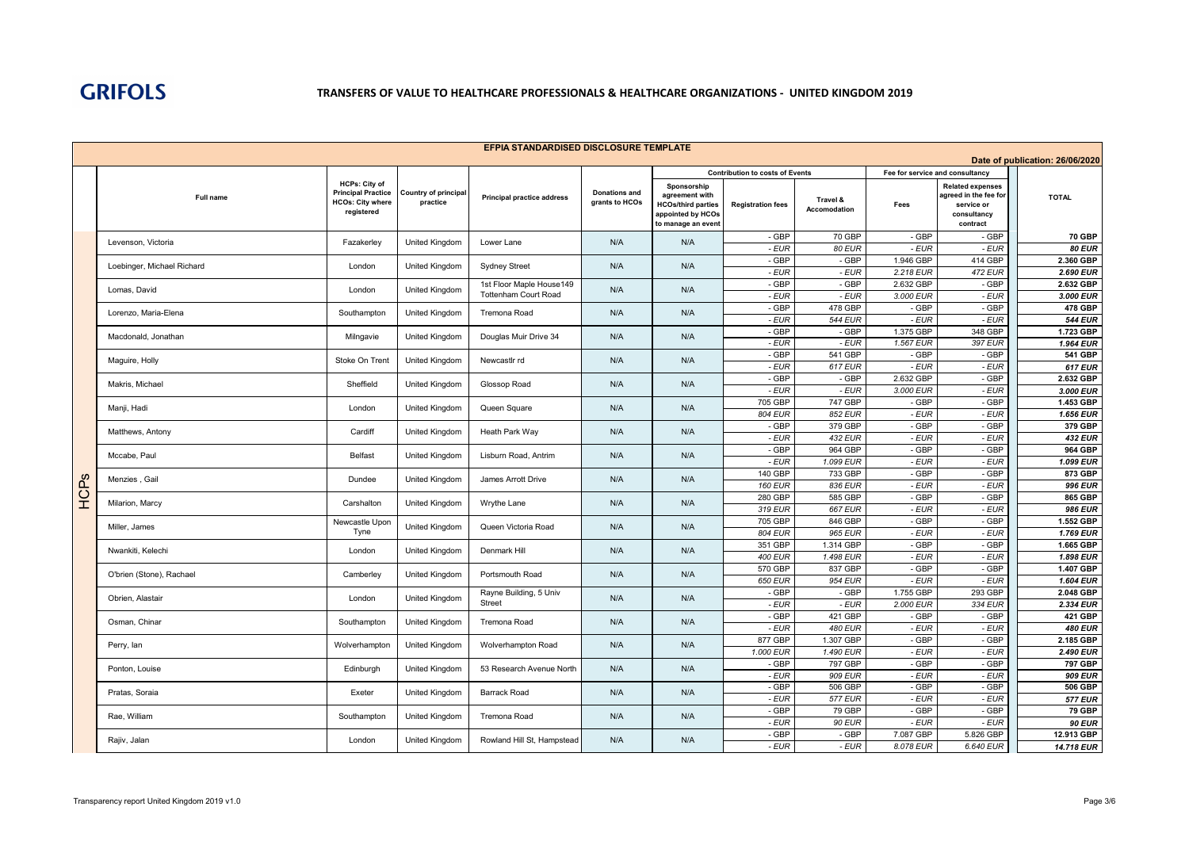**GRIFOLS**

# TRANSFERS OF VALUE TO HEALTHCARE PROFESSIONALS & HEALTHCARE ORGANIZATIONS - UNITED KINGDOM 2019

## EFPIA STANDARDISED DISCLOSURE TEMPLATE

Date of publication: 26/06/2020

| | Full name | HCPs: City of Principal Practice HCOs: City where registered | Country of principal practice | Principal practice address | Donations and grants to HCOs | Sponsorship agreement with HCOs/third parties appointed by HCOs to manage an event | Contribution to costs of Events | | Fee for service and consultancy | | TOTAL |
|---|---|---|---|---|---|---|---|---|---|---|---|
| | | | | | | | Registration fees | Travel & Accomodation | Fees | Related expenses agreed in the fee for service or consultancy contract | |
| HCPs | Levenson, Victoria | Fazakerley | United Kingdom | Lower Lane | N/A | N/A | - GBP | 70 GBP | - GBP | - GBP | **70 GBP** |
| | | | | | | | *- EUR* | *80 EUR* | *- EUR* | *- EUR* | ***80 EUR*** |
| | Loebinger, Michael Richard | London | United Kingdom | Sydney Street | N/A | N/A | - GBP | - GBP | 1.946 GBP | 414 GBP | **2.360 GBP** |
| | | | | | | | *- EUR* | *- EUR* | *2.218 EUR* | *472 EUR* | ***2.690 EUR*** |
| | Lomas, David | London | United Kingdom | 1st Floor Maple House149 Tottenham Court Road | N/A | N/A | - GBP | - GBP | 2.632 GBP | - GBP | **2.632 GBP** |
| | | | | | | | *- EUR* | *- EUR* | *3.000 EUR* | *- EUR* | ***3.000 EUR*** |
| | Lorenzo, Maria-Elena | Southampton | United Kingdom | Tremona Road | N/A | N/A | - GBP | 478 GBP | - GBP | - GBP | **478 GBP** |
| | | | | | | | *- EUR* | *544 EUR* | *- EUR* | *- EUR* | ***544 EUR*** |
| | Macdonald, Jonathan | Milngavie | United Kingdom | Douglas Muir Drive 34 | N/A | N/A | - GBP | - GBP | 1.375 GBP | 348 GBP | **1.723 GBP** |
| | | | | | | | *- EUR* | *- EUR* | *1.567 EUR* | *397 EUR* | ***1.964 EUR*** |
| | Maguire, Holly | Stoke On Trent | United Kingdom | Newcastlr rd | N/A | N/A | - GBP | 541 GBP | - GBP | - GBP | **541 GBP** |
| | | | | | | | *- EUR* | *617 EUR* | *- EUR* | *- EUR* | ***617 EUR*** |
| | Makris, Michael | Sheffield | United Kingdom | Glossop Road | N/A | N/A | - GBP | - GBP | 2.632 GBP | - GBP | **2.632 GBP** |
| | | | | | | | *- EUR* | *- EUR* | *3.000 EUR* | *- EUR* | ***3.000 EUR*** |
| | Manji, Hadi | London | United Kingdom | Queen Square | N/A | N/A | 705 GBP | 747 GBP | - GBP | - GBP | **1.453 GBP** |
| | | | | | | | *804 EUR* | *852 EUR* | *- EUR* | *- EUR* | ***1.656 EUR*** |
| | Matthews, Antony | Cardiff | United Kingdom | Heath Park Way | N/A | N/A | - GBP | 379 GBP | - GBP | - GBP | **379 GBP** |
| | | | | | | | *- EUR* | *432 EUR* | *- EUR* | *- EUR* | ***432 EUR*** |
| | Mccabe, Paul | Belfast | United Kingdom | Lisburn Road, Antrim | N/A | N/A | - GBP | 964 GBP | - GBP | - GBP | **964 GBP** |
| | | | | | | | *- EUR* | *1.099 EUR* | *- EUR* | *- EUR* | ***1.099 EUR*** |
| | Menzies , Gail | Dundee | United Kingdom | James Arrott Drive | N/A | N/A | 140 GBP | 733 GBP | - GBP | - GBP | **873 GBP** |
| | | | | | | | *160 EUR* | *836 EUR* | *- EUR* | *- EUR* | ***996 EUR*** |
| | Milarion, Marcy | Carshalton | United Kingdom | Wrythe Lane | N/A | N/A | 280 GBP | 585 GBP | - GBP | - GBP | **865 GBP** |
| | | | | | | | *319 EUR* | *667 EUR* | *- EUR* | *- EUR* | ***986 EUR*** |
| | Miller, James | Newcastle Upon Tyne | United Kingdom | Queen Victoria Road | N/A | N/A | 705 GBP | 846 GBP | - GBP | - GBP | **1.552 GBP** |
| | | | | | | | *804 EUR* | *965 EUR* | *- EUR* | *- EUR* | ***1.769 EUR*** |
| | Nwankiti, Kelechi | London | United Kingdom | Denmark Hill | N/A | N/A | 351 GBP | 1.314 GBP | - GBP | - GBP | **1.665 GBP** |
| | | | | | | | *400 EUR* | *1.498 EUR* | *- EUR* | *- EUR* | ***1.898 EUR*** |
| | O'brien (Stone), Rachael | Camberley | United Kingdom | Portsmouth Road | N/A | N/A | 570 GBP | 837 GBP | - GBP | - GBP | **1.407 GBP** |
| | | | | | | | *650 EUR* | *954 EUR* | *- EUR* | *- EUR* | ***1.604 EUR*** |
| | Obrien, Alastair | London | United Kingdom | Rayne Building, 5 Univ Street | N/A | N/A | - GBP | - GBP | 1.755 GBP | 293 GBP | **2.048 GBP** |
| | | | | | | | *- EUR* | *- EUR* | *2.000 EUR* | *334 EUR* | ***2.334 EUR*** |
| | Osman, Chinar | Southampton | United Kingdom | Tremona Road | N/A | N/A | - GBP | 421 GBP | - GBP | - GBP | **421 GBP** |
| | | | | | | | *- EUR* | *480 EUR* | *- EUR* | *- EUR* | ***480 EUR*** |
| | Perry, Ian | Wolverhampton | United Kingdom | Wolverhampton Road | N/A | N/A | 877 GBP | 1.307 GBP | - GBP | - GBP | **2.185 GBP** |
| | | | | | | | *1.000 EUR* | *1.490 EUR* | *- EUR* | *- EUR* | ***2.490 EUR*** |
| | Ponton, Louise | Edinburgh | United Kingdom | 53 Research Avenue North | N/A | N/A | - GBP | 797 GBP | - GBP | - GBP | **797 GBP** |
| | | | | | | | *- EUR* | *909 EUR* | *- EUR* | *- EUR* | ***909 EUR*** |
| | Pratas, Soraia | Exeter | United Kingdom | Barrack Road | N/A | N/A | - GBP | 506 GBP | - GBP | - GBP | **506 GBP** |
| | | | | | | | *- EUR* | *577 EUR* | *- EUR* | *- EUR* | ***577 EUR*** |
| | Rae, William | Southampton | United Kingdom | Tremona Road | N/A | N/A | - GBP | 79 GBP | - GBP | - GBP | **79 GBP** |
| | | | | | | | *- EUR* | *90 EUR* | *- EUR* | *- EUR* | ***90 EUR*** |
| | Rajiv, Jalan | London | United Kingdom | Rowland Hill St, Hampstead | N/A | N/A | - GBP | - GBP | 7.087 GBP | 5.826 GBP | **12.913 GBP** |
| | | | | | | | *- EUR* | *- EUR* | *8.078 EUR* | *6.640 EUR* | ***14.718 EUR*** |

Transparency report United Kingdom 2019 v1.0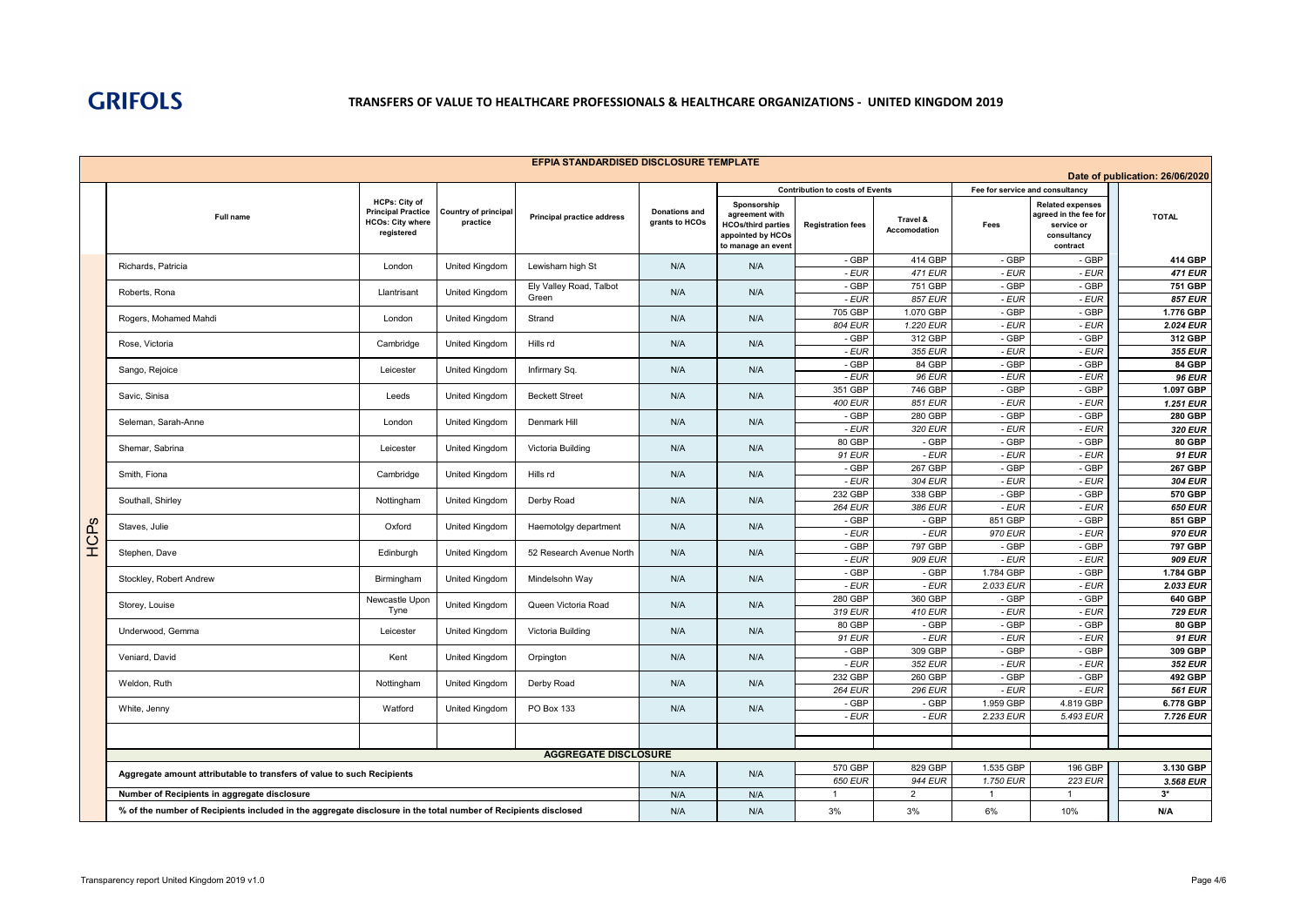**GRIFOLS**

# TRANSFERS OF VALUE TO HEALTHCARE PROFESSIONALS & HEALTHCARE ORGANIZATIONS - UNITED KINGDOM 2019

## EFPIA STANDARDISED DISCLOSURE TEMPLATE

Date of publication: 26/06/2020

| | Full name | HCPs: City of Principal Practice HCOs: City where registered | Country of principal practice | Principal practice address | Donations and grants to HCOs | Sponsorship agreement with HCOs/third parties appointed by HCOs to manage an event | Contribution to costs of Events | | Fee for service and consultancy | | TOTAL |
|---|---|---|---|---|---|---|---|---|---|---|---|
| | | | | | | | Registration fees | Travel & Accomodation | Fees | Related expenses agreed in the fee for service or consultancy contract | |
| HCPs | Richards, Patricia | London | United Kingdom | Lewisham high St | N/A | N/A | - GBP | 414 GBP | - GBP | - GBP | 414 GBP |
| | | | | | | | - EUR | 471 EUR | - EUR | - EUR | 471 EUR |
| | Roberts, Rona | Llantrisant | United Kingdom | Ely Valley Road, Talbot Green | N/A | N/A | - GBP | 751 GBP | - GBP | - GBP | 751 GBP |
| | | | | | | | - EUR | 857 EUR | - EUR | - EUR | 857 EUR |
| | Rogers, Mohamed Mahdi | London | United Kingdom | Strand | N/A | N/A | 705 GBP | 1.070 GBP | - GBP | - GBP | 1.776 GBP |
| | | | | | | | 804 EUR | 1.220 EUR | - EUR | - EUR | 2.024 EUR |
| | Rose, Victoria | Cambridge | United Kingdom | Hills rd | N/A | N/A | - GBP | 312 GBP | - GBP | - GBP | 312 GBP |
| | | | | | | | - EUR | 355 EUR | - EUR | - EUR | 355 EUR |
| | Sango, Rejoice | Leicester | United Kingdom | Infirmary Sq. | N/A | N/A | - GBP | 84 GBP | - GBP | - GBP | 84 GBP |
| | | | | | | | - EUR | 96 EUR | - EUR | - EUR | 96 EUR |
| | Savic, Sinisa | Leeds | United Kingdom | Beckett Street | N/A | N/A | 351 GBP | 746 GBP | - GBP | - GBP | 1.097 GBP |
| | | | | | | | 400 EUR | 851 EUR | - EUR | - EUR | 1.251 EUR |
| | Seleman, Sarah-Anne | London | United Kingdom | Denmark Hill | N/A | N/A | - GBP | 280 GBP | - GBP | - GBP | 280 GBP |
| | | | | | | | - EUR | 320 EUR | - EUR | - EUR | 320 EUR |
| | Shemar, Sabrina | Leicester | United Kingdom | Victoria Building | N/A | N/A | 80 GBP | - GBP | - GBP | - GBP | 80 GBP |
| | | | | | | | 91 EUR | - EUR | - EUR | - EUR | 91 EUR |
| | Smith, Fiona | Cambridge | United Kingdom | Hills rd | N/A | N/A | - GBP | 267 GBP | - GBP | - GBP | 267 GBP |
| | | | | | | | - EUR | 304 EUR | - EUR | - EUR | 304 EUR |
| | Southall, Shirley | Nottingham | United Kingdom | Derby Road | N/A | N/A | 232 GBP | 338 GBP | - GBP | - GBP | 570 GBP |
| | | | | | | | 264 EUR | 386 EUR | - EUR | - EUR | 650 EUR |
| | Staves, Julie | Oxford | United Kingdom | Haemotolgy department | N/A | N/A | - GBP | - GBP | 851 GBP | - GBP | 851 GBP |
| | | | | | | | - EUR | - EUR | 970 EUR | - EUR | 970 EUR |
| | Stephen, Dave | Edinburgh | United Kingdom | 52 Research Avenue North | N/A | N/A | - GBP | 797 GBP | - GBP | - GBP | 797 GBP |
| | | | | | | | - EUR | 909 EUR | - EUR | - EUR | 909 EUR |
| | Stockley, Robert Andrew | Birmingham | United Kingdom | Mindelsohn Way | N/A | N/A | - GBP | - GBP | 1.784 GBP | - GBP | 1.784 GBP |
| | | | | | | | - EUR | - EUR | 2.033 EUR | - EUR | 2.033 EUR |
| | Storey, Louise | Newcastle Upon Tyne | United Kingdom | Queen Victoria Road | N/A | N/A | 280 GBP | 360 GBP | - GBP | - GBP | 640 GBP |
| | | | | | | | 319 EUR | 410 EUR | - EUR | - EUR | 729 EUR |
| | Underwood, Gemma | Leicester | United Kingdom | Victoria Building | N/A | N/A | 80 GBP | - GBP | - GBP | - GBP | 80 GBP |
| | | | | | | | 91 EUR | - EUR | - EUR | - EUR | 91 EUR |
| | Veniard, David | Kent | United Kingdom | Orpington | N/A | N/A | - GBP | 309 GBP | - GBP | - GBP | 309 GBP |
| | | | | | | | - EUR | 352 EUR | - EUR | - EUR | 352 EUR |
| | Weldon, Ruth | Nottingham | United Kingdom | Derby Road | N/A | N/A | 232 GBP | 260 GBP | - GBP | - GBP | 492 GBP |
| | | | | | | | 264 EUR | 296 EUR | - EUR | - EUR | 561 EUR |
| | White, Jenny | Watford | United Kingdom | PO Box 133 | N/A | N/A | - GBP | - GBP | 1.959 GBP | 4.819 GBP | 6.778 GBP |
| | | | | | | | - EUR | - EUR | 2.233 EUR | 5.493 EUR | 7.726 EUR |
| | **AGGREGATE DISCLOSURE** | | | | | | | | | | |
| | Aggregate amount attributable to transfers of value to such Recipients | | | | N/A | N/A | 570 GBP | 829 GBP | 1.535 GBP | 196 GBP | 3.130 GBP |
| | | | | | | | 650 EUR | 944 EUR | 1.750 EUR | 223 EUR | 3.568 EUR |
| | Number of Recipients in aggregate disclosure | | | | N/A | N/A | 1 | 2 | 1 | 1 | 3* |
| | % of the number of Recipients included in the aggregate disclosure in the total number of Recipients disclosed | | | | N/A | N/A | 3% | 3% | 6% | 10% | N/A |

Transparency report United Kingdom 2019 v1.0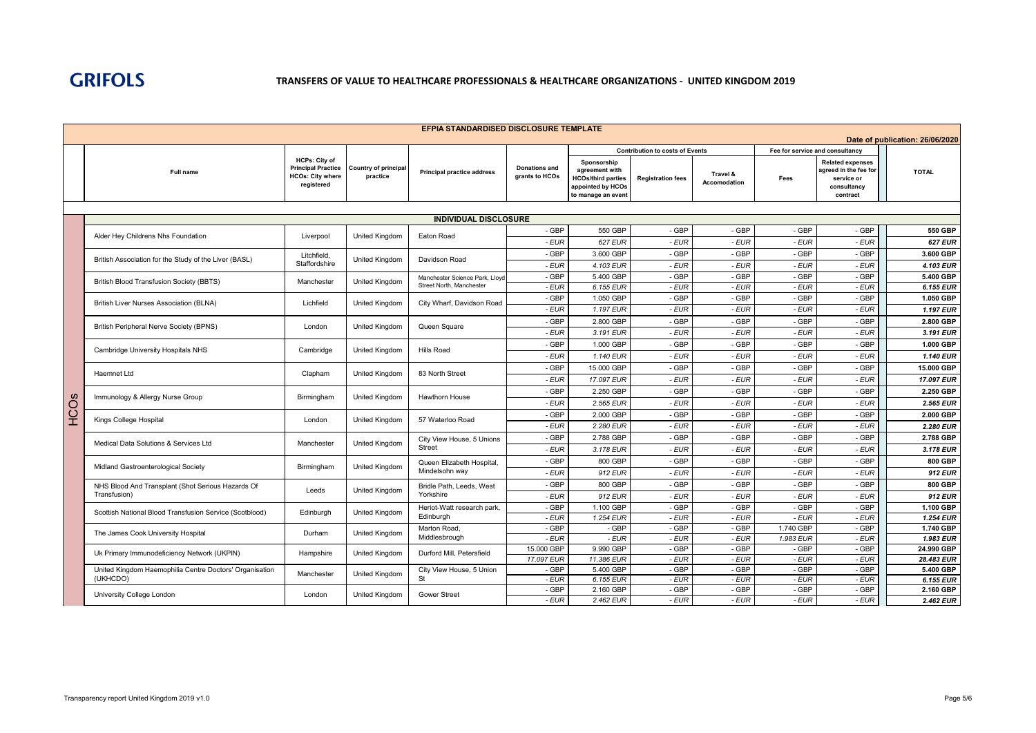**GRIFOLS**

# TRANSFERS OF VALUE TO HEALTHCARE PROFESSIONALS & HEALTHCARE ORGANIZATIONS - UNITED KINGDOM 2019

## EFPIA STANDARDISED DISCLOSURE TEMPLATE

Date of publication: 26/06/2020

| | Full name | HCPs: City of Principal Practice HCOs: City where registered | Country of principal practice | Principal practice address | Donations and grants to HCOs | Contribution to costs of Events | | | Fee for service and consultancy | | TOTAL |
|---|---|---|---|---|---|---|---|---|---|---|---|
| | | | | | | Sponsorship agreement with HCOs/third parties appointed by HCOs to manage an event | Registration fees | Travel & Accomodation | Fees | Related expenses agreed in the fee for service or consultancy contract | |
| | **INDIVIDUAL DISCLOSURE** | | | | | | | | | | |
| HCOs | Alder Hey Childrens Nhs Foundation | Liverpool | United Kingdom | Eaton Road | - GBP | 550 GBP | - GBP | - GBP | - GBP | - GBP | **550 GBP** |
| | | | | | *- EUR* | *627 EUR* | *- EUR* | *- EUR* | *- EUR* | *- EUR* | ***627 EUR*** |
| | British Association for the Study of the Liver (BASL) | Litchfield, Staffordshire | United Kingdom | Davidson Road | - GBP | 3.600 GBP | - GBP | - GBP | - GBP | - GBP | **3.600 GBP** |
| | | | | | *- EUR* | *4.103 EUR* | *- EUR* | *- EUR* | *- EUR* | *- EUR* | ***4.103 EUR*** |
| | British Blood Transfusion Society (BBTS) | Manchester | United Kingdom | Manchester Science Park, Lloyd Street North, Manchester | - GBP | 5.400 GBP | - GBP | - GBP | - GBP | - GBP | **5.400 GBP** |
| | | | | | *- EUR* | *6.155 EUR* | *- EUR* | *- EUR* | *- EUR* | *- EUR* | ***6.155 EUR*** |
| | British Liver Nurses Association (BLNA) | Lichfield | United Kingdom | City Wharf, Davidson Road | - GBP | 1.050 GBP | - GBP | - GBP | - GBP | - GBP | **1.050 GBP** |
| | | | | | *- EUR* | *1.197 EUR* | *- EUR* | *- EUR* | *- EUR* | *- EUR* | ***1.197 EUR*** |
| | British Peripheral Nerve Society (BPNS) | London | United Kingdom | Queen Square | - GBP | 2.800 GBP | - GBP | - GBP | - GBP | - GBP | **2.800 GBP** |
| | | | | | *- EUR* | *3.191 EUR* | *- EUR* | *- EUR* | *- EUR* | *- EUR* | ***3.191 EUR*** |
| | Cambridge University Hospitals NHS | Cambridge | United Kingdom | Hills Road | - GBP | 1.000 GBP | - GBP | - GBP | - GBP | - GBP | **1.000 GBP** |
| | | | | | *- EUR* | *1.140 EUR* | *- EUR* | *- EUR* | *- EUR* | *- EUR* | ***1.140 EUR*** |
| | Haemnet Ltd | Clapham | United Kingdom | 83 North Street | - GBP | 15.000 GBP | - GBP | - GBP | - GBP | - GBP | **15.000 GBP** |
| | | | | | *- EUR* | *17.097 EUR* | *- EUR* | *- EUR* | *- EUR* | *- EUR* | ***17.097 EUR*** |
| | Immunology & Allergy Nurse Group | Birmingham | United Kingdom | Hawthorn House | - GBP | 2.250 GBP | - GBP | - GBP | - GBP | - GBP | **2.250 GBP** |
| | | | | | *- EUR* | *2.565 EUR* | *- EUR* | *- EUR* | *- EUR* | *- EUR* | ***2.565 EUR*** |
| | Kings College Hospital | London | United Kingdom | 57 Waterloo Road | - GBP | 2.000 GBP | - GBP | - GBP | - GBP | - GBP | **2.000 GBP** |
| | | | | | *- EUR* | *2.280 EUR* | *- EUR* | *- EUR* | *- EUR* | *- EUR* | ***2.280 EUR*** |
| | Medical Data Solutions & Services Ltd | Manchester | United Kingdom | City View House, 5 Unions Street | - GBP | 2.788 GBP | - GBP | - GBP | - GBP | - GBP | **2.788 GBP** |
| | | | | | *- EUR* | *3.178 EUR* | *- EUR* | *- EUR* | *- EUR* | *- EUR* | ***3.178 EUR*** |
| | Midland Gastroenterological Society | Birmingham | United Kingdom | Queen Elizabeth Hospital, Mindelsohn way | - GBP | 800 GBP | - GBP | - GBP | - GBP | - GBP | **800 GBP** |
| | | | | | *- EUR* | *912 EUR* | *- EUR* | *- EUR* | *- EUR* | *- EUR* | ***912 EUR*** |
| | NHS Blood And Transplant (Shot Serious Hazards Of Transfusion) | Leeds | United Kingdom | Bridle Path, Leeds, West Yorkshire | - GBP | 800 GBP | - GBP | - GBP | - GBP | - GBP | **800 GBP** |
| | | | | | *- EUR* | *912 EUR* | *- EUR* | *- EUR* | *- EUR* | *- EUR* | ***912 EUR*** |
| | Scottish National Blood Transfusion Service (Scotblood) | Edinburgh | United Kingdom | Heriot-Watt research park, Edinburgh | - GBP | 1.100 GBP | - GBP | - GBP | - GBP | - GBP | **1.100 GBP** |
| | | | | | *- EUR* | *1.254 EUR* | *- EUR* | *- EUR* | *- EUR* | *- EUR* | ***1.254 EUR*** |
| | The James Cook University Hospital | Durham | United Kingdom | Marton Road, Middlesbrough | - GBP | - GBP | - GBP | - GBP | 1.740 GBP | - GBP | **1.740 GBP** |
| | | | | | *- EUR* | *- EUR* | *- EUR* | *- EUR* | *1.983 EUR* | *- EUR* | ***1.983 EUR*** |
| | Uk Primary Immunodeficiency Network (UKPIN) | Hampshire | United Kingdom | Durford Mill, Petersfield | 15.000 GBP | 9.990 GBP | - GBP | - GBP | - GBP | - GBP | **24.990 GBP** |
| | | | | | *17.097 EUR* | *11.386 EUR* | *- EUR* | *- EUR* | *- EUR* | *- EUR* | ***28.483 EUR*** |
| | United Kingdom Haemophilia Centre Doctors' Organisation (UKHCDO) | Manchester | United Kingdom | City View House, 5 Union St | - GBP | 5.400 GBP | - GBP | - GBP | - GBP | - GBP | **5.400 GBP** |
| | | | | | *- EUR* | *6.155 EUR* | *- EUR* | *- EUR* | *- EUR* | *- EUR* | ***6.155 EUR*** |
| | University College London | London | United Kingdom | Gower Street | - GBP | 2.160 GBP | - GBP | - GBP | - GBP | - GBP | **2.160 GBP** |
| | | | | | *- EUR* | *2.462 EUR* | *- EUR* | *- EUR* | *- EUR* | *- EUR* | ***2.462 EUR*** |

Transparency report United Kingdom 2019 v1.0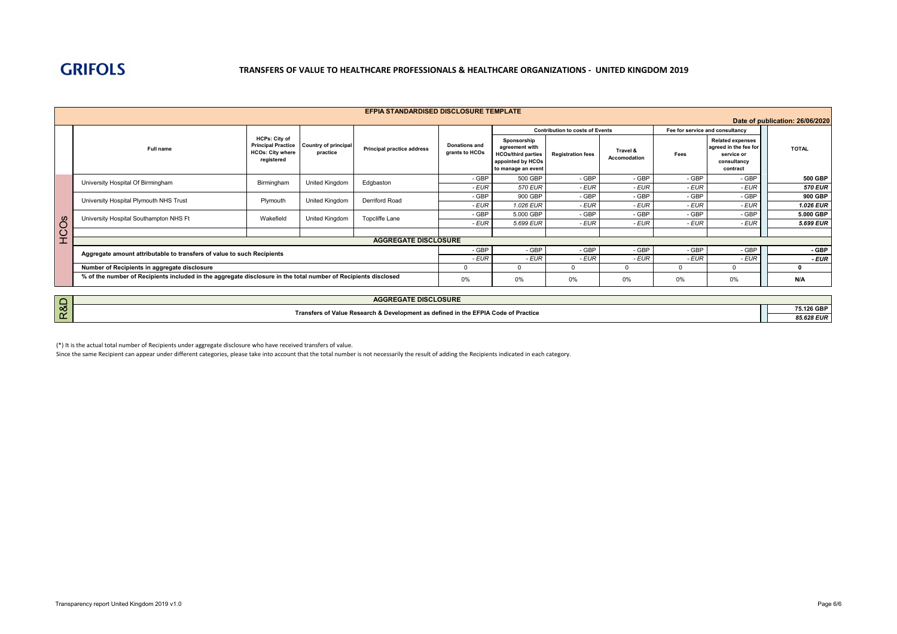GRIFOLS

## TRANSFERS OF VALUE TO HEALTHCARE PROFESSIONALS & HEALTHCARE ORGANIZATIONS - UNITED KINGDOM 2019

**EFPIA STANDARDISED DISCLOSURE TEMPLATE**

Date of publication: 26/06/2020

| | Full name | HCPs: City of Principal Practice HCOs: City where registered | Country of principal practice | Principal practice address | Donations and grants to HCOs | Contribution to costs of Events | | | Fee for service and consultancy | | TOTAL |
|---|---|---|---|---|---|---|---|---|---|---|---|
| | | | | | | Sponsorship agreement with HCOs/third parties appointed by HCOs to manage an event | Registration fees | Travel & Accomodation | Fees | Related expenses agreed in the fee for service or consultancy contract | |
| HCOs | University Hospital Of Birmingham | Birmingham | United Kingdom | Edgbaston | - GBP | 500 GBP | - GBP | - GBP | - GBP | - GBP | **500 GBP** |
| | | | | | *- EUR* | *570 EUR* | *- EUR* | *- EUR* | *- EUR* | *- EUR* | ***570 EUR*** |
| | University Hospital Plymouth NHS Trust | Plymouth | United Kingdom | Derriford Road | - GBP | 900 GBP | - GBP | - GBP | - GBP | - GBP | **900 GBP** |
| | | | | | *- EUR* | *1.026 EUR* | *- EUR* | *- EUR* | *- EUR* | *- EUR* | ***1.026 EUR*** |
| | University Hospital Southampton NHS Ft | Wakefield | United Kingdom | Topcliffe Lane | - GBP | 5.000 GBP | - GBP | - GBP | - GBP | - GBP | **5.000 GBP** |
| | | | | | *- EUR* | *5.699 EUR* | *- EUR* | *- EUR* | *- EUR* | *- EUR* | ***5.699 EUR*** |
| | **AGGREGATE DISCLOSURE** | | | | | | | | | | |
| | **Aggregate amount attributable to transfers of value to such Recipients** | | | | - GBP | - GBP | - GBP | - GBP | - GBP | - GBP | **- GBP** |
| | | | | | *- EUR* | *- EUR* | *- EUR* | *- EUR* | *- EUR* | *- EUR* | ***- EUR*** |
| | **Number of Recipients in aggregate disclosure** | | | | 0 | 0 | 0 | 0 | 0 | 0 | **0** |
| | **% of the number of Recipients included in the aggregate disclosure in the total number of Recipients disclosed** | | | | 0% | 0% | 0% | 0% | 0% | 0% | **N/A** |

| | AGGREGATE DISCLOSURE | |
|---|---|---|
| R&D | **Transfers of Value Research & Development as defined in the EFPIA Code of Practice** | **75.126 GBP** |
| | | ***85.628 EUR*** |

(*) It is the actual total number of Recipients under aggregate disclosure who have received transfers of value.
Since the same Recipient can appear under different categories, please take into account that the total number is not necessarily the result of adding the Recipients indicated in each category.

Transparency report United Kingdom 2019 v1.0